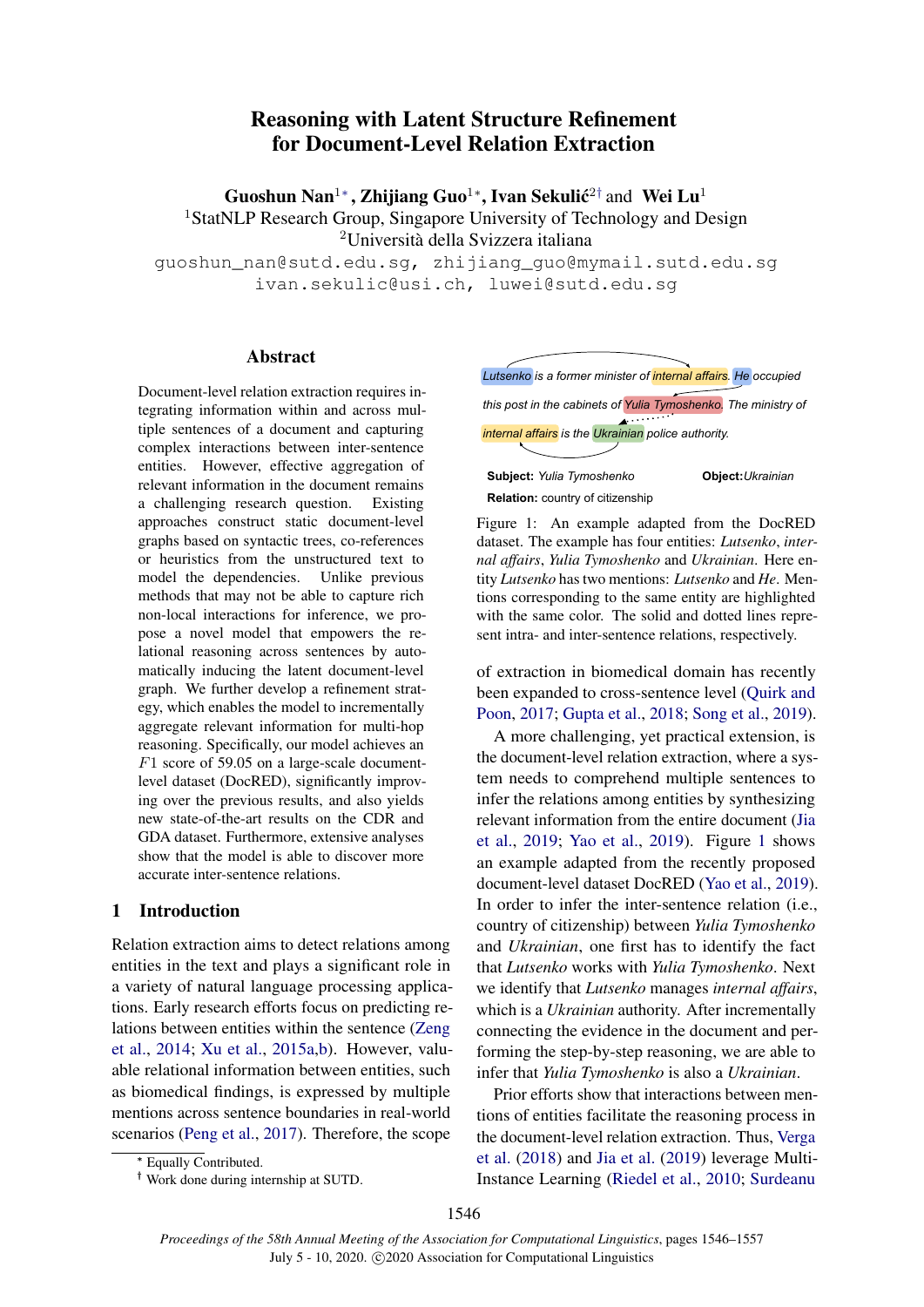# Reasoning with Latent Structure Refinement for Document-Level Relation Extraction

**Guoshun Nan**[1*], **Zhijiang Guo**[1*], **Ivan Sekulić**[2†] and **Wei Lu**[1]

[1]StatNLP Research Group, Singapore University of Technology and Design
[2]Università della Svizzera italiana

guoshun_nan@sutd.edu.sg, zhijiang_guo@mymail.sutd.edu.sg
ivan.sekulic@usi.ch, luwei@sutd.edu.sg

## Abstract

Document-level relation extraction requires integrating information within and across multiple sentences of a document and capturing complex interactions between inter-sentence entities. However, effective aggregation of relevant information in the document remains a challenging research question. Existing approaches construct static document-level graphs based on syntactic trees, co-references or heuristics from the unstructured text to model the dependencies. Unlike previous methods that may not be able to capture rich non-local interactions for inference, we propose a novel model that empowers the relational reasoning across sentences by automatically inducing the latent document-level graph. We further develop a refinement strategy, which enables the model to incrementally aggregate relevant information for multi-hop reasoning. Specifically, our model achieves an $F1$ score of 59.05 on a large-scale document-level dataset (DocRED), significantly improving over the previous results, and also yields new state-of-the-art results on the CDR and GDA dataset. Furthermore, extensive analyses show that the model is able to discover more accurate inter-sentence relations.

## 1 Introduction

Relation extraction aims to detect relations among entities in the text and plays a significant role in a variety of natural language processing applications. Early research efforts focus on predicting relations between entities within the sentence (Zeng et al., 2014; Xu et al., 2015a,b). However, valuable relational information between entities, such as biomedical findings, is expressed by multiple mentions across sentence boundaries in real-world scenarios (Peng et al., 2017). Therefore, the scope of extraction in biomedical domain has recently been expanded to cross-sentence level (Quirk and Poon, 2017; Gupta et al., 2018; Song et al., 2019).

Lutsenko is a former minister of internal affairs. He occupied this post in the cabinets of Yulia Tymoshenko. The ministry of internal affairs is the Ukrainian police authority.

**Subject:** Yulia Tymoshenko **Object:** Ukrainian
**Relation:** country of citizenship

Figure 1: An example adapted from the DocRED dataset. The example has four entities: *Lutsenko*, *internal affairs*, *Yulia Tymoshenko* and *Ukrainian*. Here entity *Lutsenko* has two mentions: *Lutsenko* and *He*. Mentions corresponding to the same entity are highlighted with the same color. The solid and dotted lines represent intra- and inter-sentence relations, respectively.

A more challenging, yet practical extension, is the document-level relation extraction, where a system needs to comprehend multiple sentences to infer the relations among entities by synthesizing relevant information from the entire document (Jia et al., 2019; Yao et al., 2019). Figure 1 shows an example adapted from the recently proposed document-level dataset DocRED (Yao et al., 2019). In order to infer the inter-sentence relation (i.e., country of citizenship) between *Yulia Tymoshenko* and *Ukrainian*, one first has to identify the fact that *Lutsenko* works with *Yulia Tymoshenko*. Next we identify that *Lutsenko* manages *internal affairs*, which is a *Ukrainian* authority. After incrementally connecting the evidence in the document and performing the step-by-step reasoning, we are able to infer that *Yulia Tymoshenko* is also a *Ukrainian*.

Prior efforts show that interactions between mentions of entities facilitate the reasoning process in the document-level relation extraction. Thus, Verga et al. (2018) and Jia et al. (2019) leverage Multi-Instance Learning (Riedel et al., 2010; Surdeanu

[*] Equally Contributed.
[†] Work done during internship at SUTD.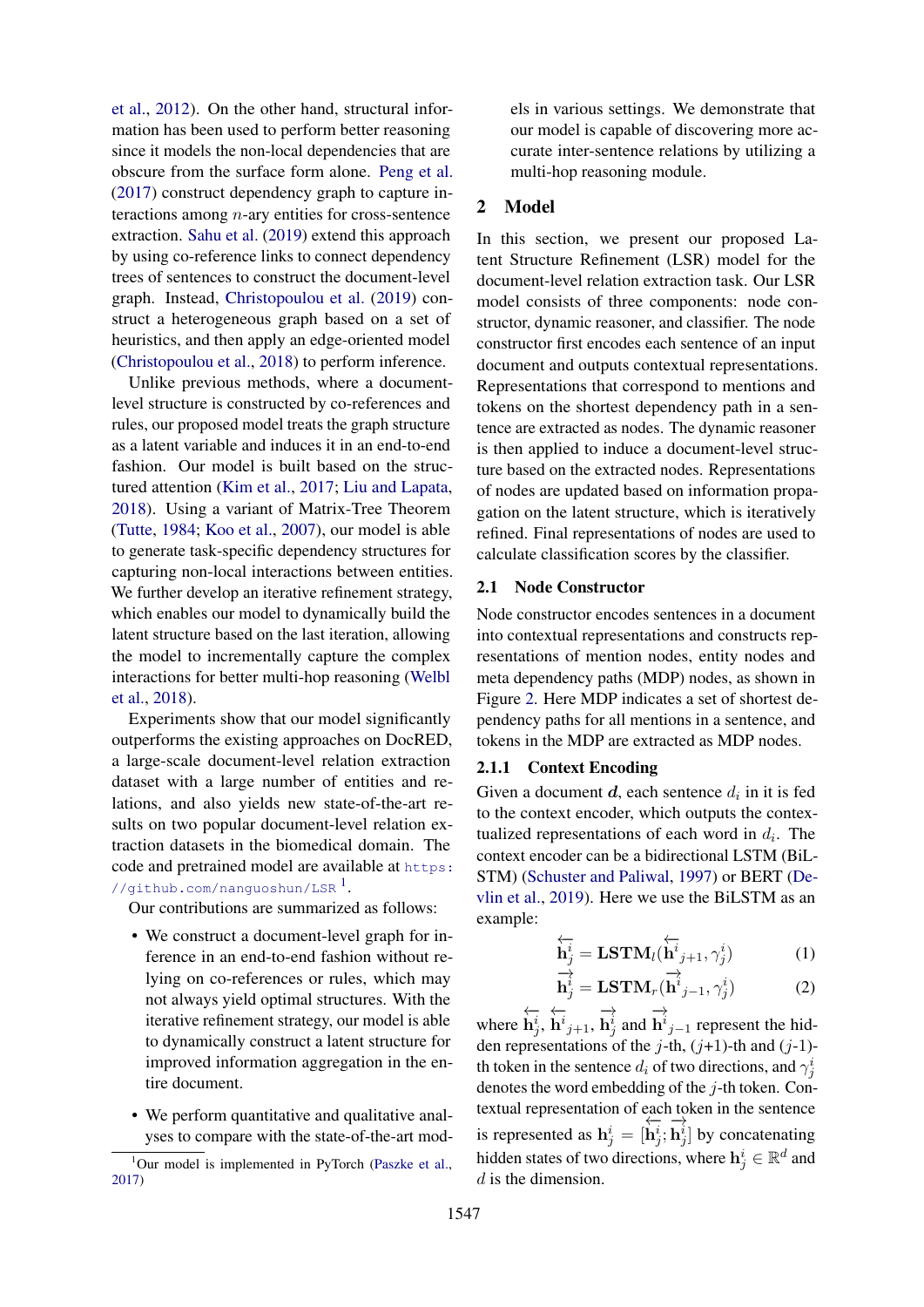et al., 2012). On the other hand, structural information has been used to perform better reasoning since it models the non-local dependencies that are obscure from the surface form alone. Peng et al. (2017) construct dependency graph to capture interactions among $n$-ary entities for cross-sentence extraction. Sahu et al. (2019) extend this approach by using co-reference links to connect dependency trees of sentences to construct the document-level graph. Instead, Christopoulou et al. (2019) construct a heterogeneous graph based on a set of heuristics, and then apply an edge-oriented model (Christopoulou et al., 2018) to perform inference.

Unlike previous methods, where a document-level structure is constructed by co-references and rules, our proposed model treats the graph structure as a latent variable and induces it in an end-to-end fashion. Our model is built based on the structured attention (Kim et al., 2017; Liu and Lapata, 2018). Using a variant of Matrix-Tree Theorem (Tutte, 1984; Koo et al., 2007), our model is able to generate task-specific dependency structures for capturing non-local interactions between entities. We further develop an iterative refinement strategy, which enables our model to dynamically build the latent structure based on the last iteration, allowing the model to incrementally capture the complex interactions for better multi-hop reasoning (Welbl et al., 2018).

Experiments show that our model significantly outperforms the existing approaches on DocRED, a large-scale document-level relation extraction dataset with a large number of entities and relations, and also yields new state-of-the-art results on two popular document-level relation extraction datasets in the biomedical domain. The code and pretrained model are available at https://github.com/nanguoshun/LSR [1].

Our contributions are summarized as follows:

- We construct a document-level graph for inference in an end-to-end fashion without relying on co-references or rules, which may not always yield optimal structures. With the iterative refinement strategy, our model is able to dynamically construct a latent structure for improved information aggregation in the entire document.
- We perform quantitative and qualitative analyses to compare with the state-of-the-art models in various settings. We demonstrate that our model is capable of discovering more accurate inter-sentence relations by utilizing a multi-hop reasoning module.

[1] Our model is implemented in PyTorch (Paszke et al., 2017)

## 2 Model

In this section, we present our proposed Latent Structure Refinement (LSR) model for the document-level relation extraction task. Our LSR model consists of three components: node constructor, dynamic reasoner, and classifier. The node constructor first encodes each sentence of an input document and outputs contextual representations. Representations that correspond to mentions and tokens on the shortest dependency path in a sentence are extracted as nodes. The dynamic reasoner is then applied to induce a document-level structure based on the extracted nodes. Representations of nodes are updated based on information propagation on the latent structure, which is iteratively refined. Final representations of nodes are used to calculate classification scores by the classifier.

### 2.1 Node Constructor

Node constructor encodes sentences in a document into contextual representations and constructs representations of mention nodes, entity nodes and meta dependency paths (MDP) nodes, as shown in Figure 2. Here MDP indicates a set of shortest dependency paths for all mentions in a sentence, and tokens in the MDP are extracted as MDP nodes.

#### 2.1.1 Context Encoding

Given a document $\boldsymbol{d}$, each sentence $d_i$ in it is fed to the context encoder, which outputs the contextualized representations of each word in $d_i$. The context encoder can be a bidirectional LSTM (BiLSTM) (Schuster and Paliwal, 1997) or BERT (Devlin et al., 2019). Here we use the BiLSTM as an example:

$$\overleftarrow{\mathbf{h}_j^i} = \mathbf{LSTM}_l(\overleftarrow{\mathbf{h}^i}_{j+1}, \gamma_j^i) \tag{1}$$

$$\overrightarrow{\mathbf{h}_j^i} = \mathbf{LSTM}_r(\overrightarrow{\mathbf{h}^i}_{j-1}, \gamma_j^i) \tag{2}$$

where $\overleftarrow{\mathbf{h}_j^i}$, $\overleftarrow{\mathbf{h}^i}_{j+1}$, $\overrightarrow{\mathbf{h}_j^i}$ and $\overrightarrow{\mathbf{h}^i}_{j-1}$ represent the hidden representations of the $j$-th, ($j$+1)-th and ($j$-1)-th token in the sentence $d_i$ of two directions, and $\gamma_j^i$ denotes the word embedding of the $j$-th token. Contextual representation of each token in the sentence is represented as $\mathbf{h}_j^i = [\overleftarrow{\mathbf{h}_j^i}; \overrightarrow{\mathbf{h}_j^i}]$ by concatenating hidden states of two directions, where $\mathbf{h}_j^i \in \mathbb{R}^d$ and $d$ is the dimension.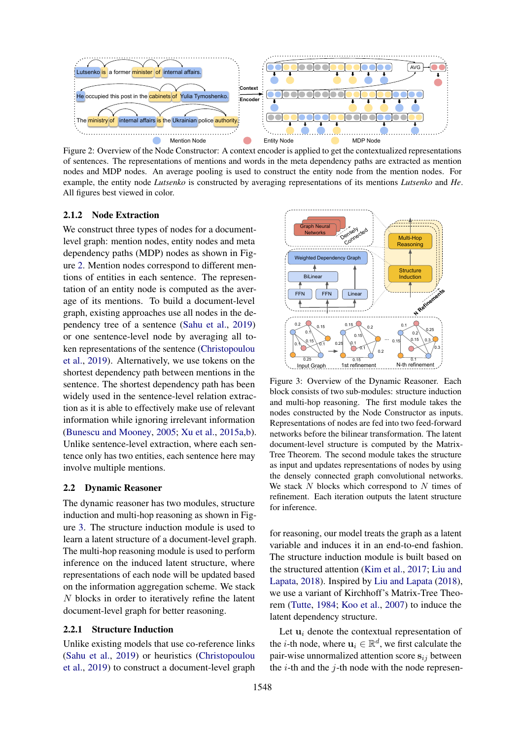Figure 2: Overview of the Node Constructor: A context encoder is applied to get the contextualized representations of sentences. The representations of mentions and words in the meta dependency paths are extracted as mention nodes and MDP nodes. An average pooling is used to construct the entity node from the mention nodes. For example, the entity node *Lutsenko* is constructed by averaging representations of its mentions *Lutsenko* and *He*. All figures best viewed in color.

### 2.1.2 Node Extraction

We construct three types of nodes for a document-level graph: mention nodes, entity nodes and meta dependency paths (MDP) nodes as shown in Figure 2. Mention nodes correspond to different mentions of entities in each sentence. The representation of an entity node is computed as the average of its mentions. To build a document-level graph, existing approaches use all nodes in the dependency tree of a sentence (Sahu et al., 2019) or one sentence-level node by averaging all token representations of the sentence (Christopoulou et al., 2019). Alternatively, we use tokens on the shortest dependency path between mentions in the sentence. The shortest dependency path has been widely used in the sentence-level relation extraction as it is able to effectively make use of relevant information while ignoring irrelevant information (Bunescu and Mooney, 2005; Xu et al., 2015a,b). Unlike sentence-level extraction, where each sentence only has two entities, each sentence here may involve multiple mentions.

## 2.2 Dynamic Reasoner

The dynamic reasoner has two modules, structure induction and multi-hop reasoning as shown in Figure 3. The structure induction module is used to learn a latent structure of a document-level graph. The multi-hop reasoning module is used to perform inference on the induced latent structure, where representations of each node will be updated based on the information aggregation scheme. We stack $N$ blocks in order to iteratively refine the latent document-level graph for better reasoning.

### 2.2.1 Structure Induction

Unlike existing models that use co-reference links (Sahu et al., 2019) or heuristics (Christopoulou et al., 2019) to construct a document-level graph for reasoning, our model treats the graph as a latent variable and induces it in an end-to-end fashion. The structure induction module is built based on the structured attention (Kim et al., 2017; Liu and Lapata, 2018). Inspired by Liu and Lapata (2018), we use a variant of Kirchhoff's Matrix-Tree Theorem (Tutte, 1984; Koo et al., 2007) to induce the latent dependency structure.

Figure 3: Overview of the Dynamic Reasoner. Each block consists of two sub-modules: structure induction and multi-hop reasoning. The first module takes the nodes constructed by the Node Constructor as inputs. Representations of nodes are fed into two feed-forward networks before the bilinear transformation. The latent document-level structure is computed by the Matrix-Tree Theorem. The second module takes the structure as input and updates representations of nodes by using the densely connected graph convolutional networks. We stack $N$ blocks which correspond to $N$ times of refinement. Each iteration outputs the latent structure for inference.

Let $\mathbf{u}_i$ denote the contextual representation of the $i$-th node, where $\mathbf{u}_i \in \mathbb{R}^d$, we first calculate the pair-wise unnormalized attention score $\mathbf{s}_{ij}$ between the $i$-th and the $j$-th node with the node represen-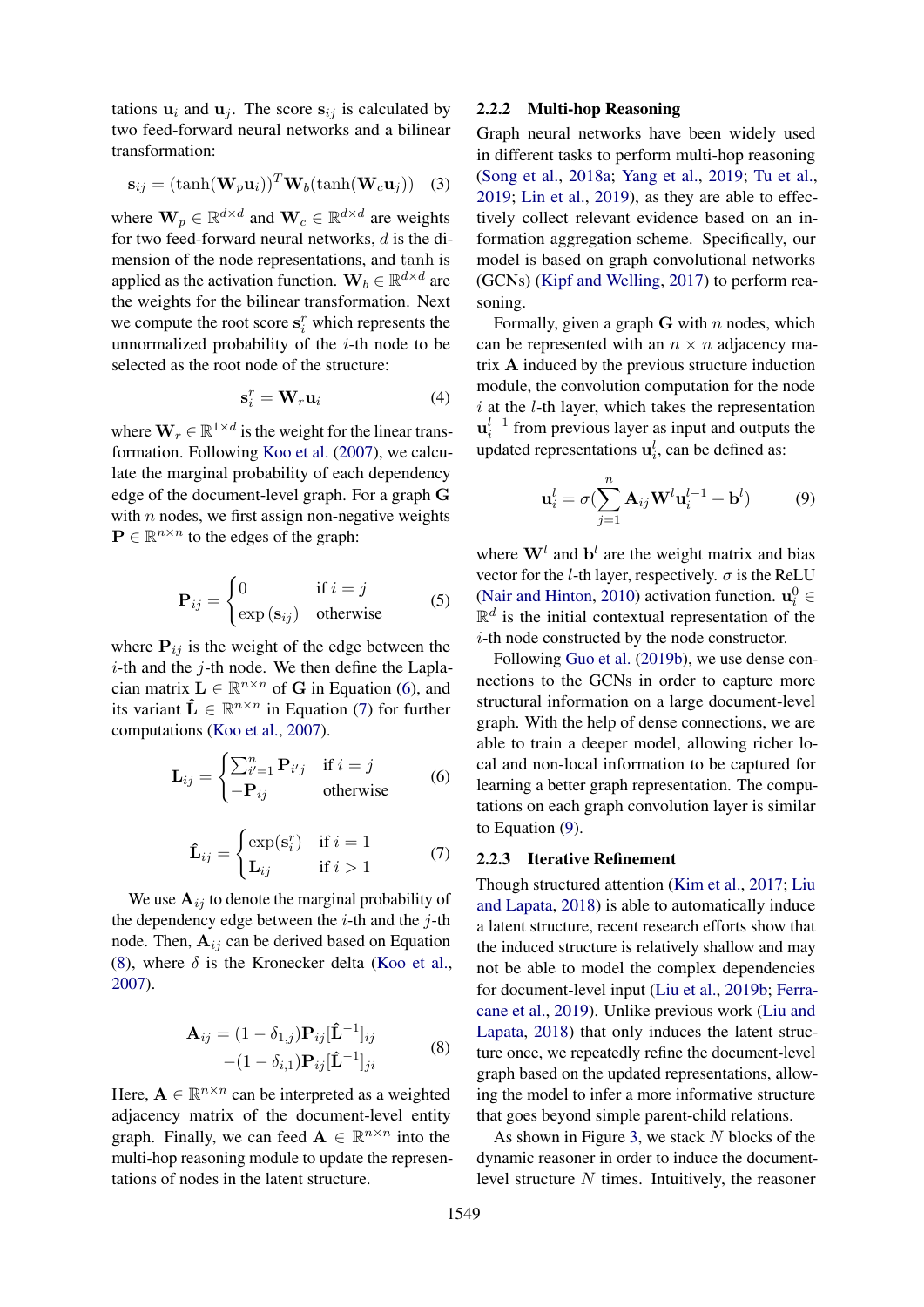tations $\mathbf{u}_i$ and $\mathbf{u}_j$. The score $\mathbf{s}_{ij}$ is calculated by two feed-forward neural networks and a bilinear transformation:

$$\mathbf{s}_{ij} = (\tanh(\mathbf{W}_p \mathbf{u}_i))^T \mathbf{W}_b (\tanh(\mathbf{W}_c \mathbf{u}_j)) \quad (3)$$

where $\mathbf{W}_p \in \mathbb{R}^{d \times d}$ and $\mathbf{W}_c \in \mathbb{R}^{d \times d}$ are weights for two feed-forward neural networks, $d$ is the dimension of the node representations, and $\tanh$ is applied as the activation function. $\mathbf{W}_b \in \mathbb{R}^{d \times d}$ are the weights for the bilinear transformation. Next we compute the root score $\mathbf{s}_i^r$ which represents the unnormalized probability of the $i$-th node to be selected as the root node of the structure:

$$\mathbf{s}_i^r = \mathbf{W}_r \mathbf{u}_i \quad (4)$$

where $\mathbf{W}_r \in \mathbb{R}^{1 \times d}$ is the weight for the linear transformation. Following Koo et al. (2007), we calculate the marginal probability of each dependency edge of the document-level graph. For a graph $\mathbf{G}$ with $n$ nodes, we first assign non-negative weights $\mathbf{P} \in \mathbb{R}^{n \times n}$ to the edges of the graph:

$$\mathbf{P}_{ij} = \begin{cases} 0 & \text{if } i = j \\ \exp(\mathbf{s}_{ij}) & \text{otherwise} \end{cases} \quad (5)$$

where $\mathbf{P}_{ij}$ is the weight of the edge between the $i$-th and the $j$-th node. We then define the Laplacian matrix $\mathbf{L} \in \mathbb{R}^{n \times n}$ of $\mathbf{G}$ in Equation (6), and its variant $\hat{\mathbf{L}} \in \mathbb{R}^{n \times n}$ in Equation (7) for further computations (Koo et al., 2007).

$$\mathbf{L}_{ij} = \begin{cases} \sum_{i'=1}^{n} \mathbf{P}_{i'j} & \text{if } i = j \\ -\mathbf{P}_{ij} & \text{otherwise} \end{cases} \quad (6)$$

$$\hat{\mathbf{L}}_{ij} = \begin{cases} \exp(\mathbf{s}_i^r) & \text{if } i = 1 \\ \mathbf{L}_{ij} & \text{if } i > 1 \end{cases} \quad (7)$$

We use $\mathbf{A}_{ij}$ to denote the marginal probability of the dependency edge between the $i$-th and the $j$-th node. Then, $\mathbf{A}_{ij}$ can be derived based on Equation (8), where $\delta$ is the Kronecker delta (Koo et al., 2007).

$$\begin{aligned} \mathbf{A}_{ij} = &(1 - \delta_{1,j})\mathbf{P}_{ij}[\hat{\mathbf{L}}^{-1}]_{ij} \\ &-(1 - \delta_{i,1})\mathbf{P}_{ij}[\hat{\mathbf{L}}^{-1}]_{ji} \end{aligned} \quad (8)$$

Here, $\mathbf{A} \in \mathbb{R}^{n \times n}$ can be interpreted as a weighted adjacency matrix of the document-level entity graph. Finally, we can feed $\mathbf{A} \in \mathbb{R}^{n \times n}$ into the multi-hop reasoning module to update the representations of nodes in the latent structure.

### 2.2.2 Multi-hop Reasoning

Graph neural networks have been widely used in different tasks to perform multi-hop reasoning (Song et al., 2018a; Yang et al., 2019; Tu et al., 2019; Lin et al., 2019), as they are able to effectively collect relevant evidence based on an information aggregation scheme. Specifically, our model is based on graph convolutional networks (GCNs) (Kipf and Welling, 2017) to perform reasoning.

Formally, given a graph $\mathbf{G}$ with $n$ nodes, which can be represented with an $n \times n$ adjacency matrix $\mathbf{A}$ induced by the previous structure induction module, the convolution computation for the node $i$ at the $l$-th layer, which takes the representation $\mathbf{u}_i^{l-1}$ from previous layer as input and outputs the updated representations $\mathbf{u}_i^l$, can be defined as:

$$\mathbf{u}_i^l = \sigma(\sum_{j=1}^{n} \mathbf{A}_{ij} \mathbf{W}^l \mathbf{u}_i^{l-1} + \mathbf{b}^l) \quad (9)$$

where $\mathbf{W}^l$ and $\mathbf{b}^l$ are the weight matrix and bias vector for the $l$-th layer, respectively. $\sigma$ is the ReLU (Nair and Hinton, 2010) activation function. $\mathbf{u}_i^0 \in \mathbb{R}^d$ is the initial contextual representation of the $i$-th node constructed by the node constructor.

Following Guo et al. (2019b), we use dense connections to the GCNs in order to capture more structural information on a large document-level graph. With the help of dense connections, we are able to train a deeper model, allowing richer local and non-local information to be captured for learning a better graph representation. The computations on each graph convolution layer is similar to Equation (9).

### 2.2.3 Iterative Refinement

Though structured attention (Kim et al., 2017; Liu and Lapata, 2018) is able to automatically induce a latent structure, recent research efforts show that the induced structure is relatively shallow and may not be able to model the complex dependencies for document-level input (Liu et al., 2019b; Ferracane et al., 2019). Unlike previous work (Liu and Lapata, 2018) that only induces the latent structure once, we repeatedly refine the document-level graph based on the updated representations, allowing the model to infer a more informative structure that goes beyond simple parent-child relations.

As shown in Figure 3, we stack $N$ blocks of the dynamic reasoner in order to induce the document-level structure $N$ times. Intuitively, the reasoner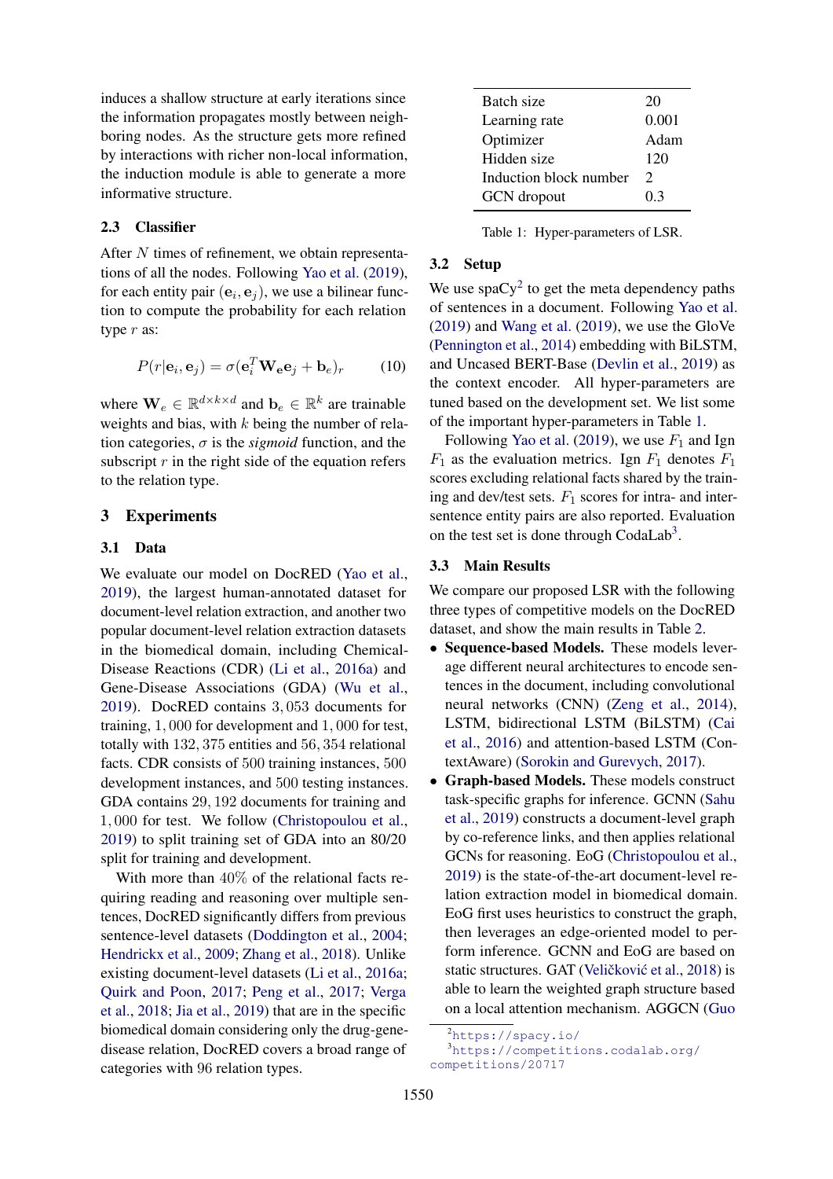induces a shallow structure at early iterations since the information propagates mostly between neighboring nodes. As the structure gets more refined by interactions with richer non-local information, the induction module is able to generate a more informative structure.

### 2.3 Classifier

After $N$ times of refinement, we obtain representations of all the nodes. Following Yao et al. (2019), for each entity pair $(\mathbf{e}_i, \mathbf{e}_j)$, we use a bilinear function to compute the probability for each relation type $r$ as:

$$P(r|\mathbf{e}_i, \mathbf{e}_j) = \sigma(\mathbf{e}_i^T \mathbf{W_e} \mathbf{e}_j + \mathbf{b}_e)_r \tag{10}$$

where $\mathbf{W}_e \in \mathbb{R}^{d \times k \times d}$ and $\mathbf{b}_e \in \mathbb{R}^k$ are trainable weights and bias, with $k$ being the number of relation categories, $\sigma$ is the *sigmoid* function, and the subscript $r$ in the right side of the equation refers to the relation type.

## 3 Experiments

### 3.1 Data

We evaluate our model on DocRED (Yao et al., 2019), the largest human-annotated dataset for document-level relation extraction, and another two popular document-level relation extraction datasets in the biomedical domain, including Chemical-Disease Reactions (CDR) (Li et al., 2016a) and Gene-Disease Associations (GDA) (Wu et al., 2019). DocRED contains $3,053$ documents for training, $1,000$ for development and $1,000$ for test, totally with $132,375$ entities and $56,354$ relational facts. CDR consists of 500 training instances, 500 development instances, and 500 testing instances. GDA contains $29,192$ documents for training and $1,000$ for test. We follow (Christopoulou et al., 2019) to split training set of GDA into an 80/20 split for training and development.

With more than $40\%$ of the relational facts requiring reading and reasoning over multiple sentences, DocRED significantly differs from previous sentence-level datasets (Doddington et al., 2004; Hendrickx et al., 2009; Zhang et al., 2018). Unlike existing document-level datasets (Li et al., 2016a; Quirk and Poon, 2017; Peng et al., 2017; Verga et al., 2018; Jia et al., 2019) that are in the specific biomedical domain considering only the drug-gene-disease relation, DocRED covers a broad range of categories with 96 relation types.

| Batch size | 20 |
|---|---|
| Learning rate | 0.001 |
| Optimizer | Adam |
| Hidden size | 120 |
| Induction block number | 2 |
| GCN dropout | 0.3 |

Table 1: Hyper-parameters of LSR.

### 3.2 Setup

We use spaCy[2] to get the meta dependency paths of sentences in a document. Following Yao et al. (2019) and Wang et al. (2019), we use the GloVe (Pennington et al., 2014) embedding with BiLSTM, and Uncased BERT-Base (Devlin et al., 2019) as the context encoder. All hyper-parameters are tuned based on the development set. We list some of the important hyper-parameters in Table 1.

Following Yao et al. (2019), we use $F_1$ and Ign $F_1$ as the evaluation metrics. Ign $F_1$ denotes $F_1$ scores excluding relational facts shared by the training and dev/test sets. $F_1$ scores for intra- and inter-sentence entity pairs are also reported. Evaluation on the test set is done through CodaLab[3].

### 3.3 Main Results

We compare our proposed LSR with the following three types of competitive models on the DocRED dataset, and show the main results in Table 2.

- **Sequence-based Models.** These models leverage different neural architectures to encode sentences in the document, including convolutional neural networks (CNN) (Zeng et al., 2014), LSTM, bidirectional LSTM (BiLSTM) (Cai et al., 2016) and attention-based LSTM (ContextAware) (Sorokin and Gurevych, 2017).
- **Graph-based Models.** These models construct task-specific graphs for inference. GCNN (Sahu et al., 2019) constructs a document-level graph by co-reference links, and then applies relational GCNs for reasoning. EoG (Christopoulou et al., 2019) is the state-of-the-art document-level relation extraction model in biomedical domain. EoG first uses heuristics to construct the graph, then leverages an edge-oriented model to perform inference. GCNN and EoG are based on static structures. GAT (Veličković et al., 2018) is able to learn the weighted graph structure based on a local attention mechanism. AGGCN (Guo

[2] https://spacy.io/

[3] https://competitions.codalab.org/competitions/20717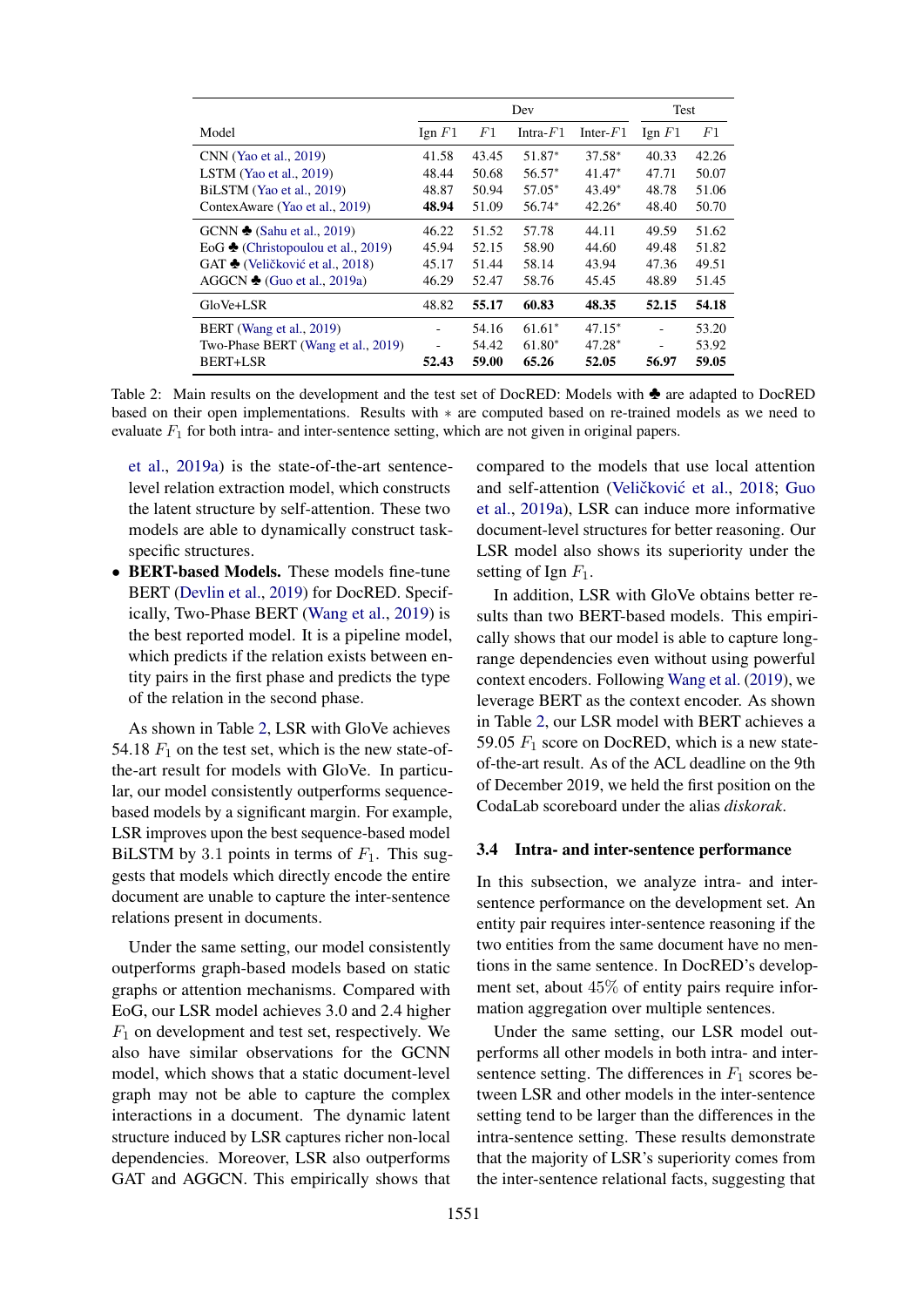| Model | Dev | | | | Test | |
|---|---|---|---|---|---|---|
| | Ign $F1$ | $F1$ | Intra-$F1$ | Inter-$F1$ | Ign $F1$ | $F1$ |
| CNN (Yao et al., 2019) | 41.58 | 43.45 | 51.87* | 37.58* | 40.33 | 42.26 |
| LSTM (Yao et al., 2019) | 48.44 | 50.68 | 56.57* | 41.47* | 47.71 | 50.07 |
| BiLSTM (Yao et al., 2019) | 48.87 | 50.94 | 57.05* | 43.49* | 48.78 | 51.06 |
| ContexAware (Yao et al., 2019) | **48.94** | 51.09 | 56.74* | 42.26* | 48.40 | 50.70 |
| GCNN ♣ (Sahu et al., 2019) | 46.22 | 51.52 | 57.78 | 44.11 | 49.59 | 51.62 |
| EoG ♣ (Christopoulou et al., 2019) | 45.94 | 52.15 | 58.90 | 44.60 | 49.48 | 51.82 |
| GAT ♣ (Veličković et al., 2018) | 45.17 | 51.44 | 58.14 | 43.94 | 47.36 | 49.51 |
| AGGCN ♣ (Guo et al., 2019a) | 46.29 | 52.47 | 58.76 | 45.45 | 48.89 | 51.45 |
| GloVe+LSR | 48.82 | **55.17** | **60.83** | **48.35** | **52.15** | **54.18** |
| BERT (Wang et al., 2019) | - | 54.16 | 61.61* | 47.15* | - | 53.20 |
| Two-Phase BERT (Wang et al., 2019) | - | 54.42 | 61.80* | 47.28* | - | 53.92 |
| BERT+LSR | **52.43** | **59.00** | **65.26** | **52.05** | **56.97** | **59.05** |

Table 2: Main results on the development and the test set of DocRED: Models with ♣ are adapted to DocRED based on their open implementations. Results with ∗ are computed based on re-trained models as we need to evaluate $F_1$ for both intra- and inter-sentence setting, which are not given in original papers.

et al., 2019a) is the state-of-the-art sentence-level relation extraction model, which constructs the latent structure by self-attention. These two models are able to dynamically construct task-specific structures.

- **BERT-based Models.** These models fine-tune BERT (Devlin et al., 2019) for DocRED. Specifically, Two-Phase BERT (Wang et al., 2019) is the best reported model. It is a pipeline model, which predicts if the relation exists between entity pairs in the first phase and predicts the type of the relation in the second phase.

As shown in Table 2, LSR with GloVe achieves 54.18 $F_1$ on the test set, which is the new state-of-the-art result for models with GloVe. In particular, our model consistently outperforms sequence-based models by a significant margin. For example, LSR improves upon the best sequence-based model BiLSTM by 3.1 points in terms of $F_1$. This suggests that models which directly encode the entire document are unable to capture the inter-sentence relations present in documents.

Under the same setting, our model consistently outperforms graph-based models based on static graphs or attention mechanisms. Compared with EoG, our LSR model achieves 3.0 and 2.4 higher $F_1$ on development and test set, respectively. We also have similar observations for the GCNN model, which shows that a static document-level graph may not be able to capture the complex interactions in a document. The dynamic latent structure induced by LSR captures richer non-local dependencies. Moreover, LSR also outperforms GAT and AGGCN. This empirically shows that compared to the models that use local attention and self-attention (Veličković et al., 2018; Guo et al., 2019a), LSR can induce more informative document-level structures for better reasoning. Our LSR model also shows its superiority under the setting of Ign $F_1$.

In addition, LSR with GloVe obtains better results than two BERT-based models. This empirically shows that our model is able to capture long-range dependencies even without using powerful context encoders. Following Wang et al. (2019), we leverage BERT as the context encoder. As shown in Table 2, our LSR model with BERT achieves a 59.05 $F_1$ score on DocRED, which is a new state-of-the-art result. As of the ACL deadline on the 9th of December 2019, we held the first position on the CodaLab scoreboard under the alias *diskorak*.

### 3.4 Intra- and inter-sentence performance

In this subsection, we analyze intra- and inter-sentence performance on the development set. An entity pair requires inter-sentence reasoning if the two entities from the same document have no mentions in the same sentence. In DocRED's development set, about 45% of entity pairs require information aggregation over multiple sentences.

Under the same setting, our LSR model outperforms all other models in both intra- and inter-sentence setting. The differences in $F_1$ scores between LSR and other models in the inter-sentence setting tend to be larger than the differences in the intra-sentence setting. These results demonstrate that the majority of LSR's superiority comes from the inter-sentence relational facts, suggesting that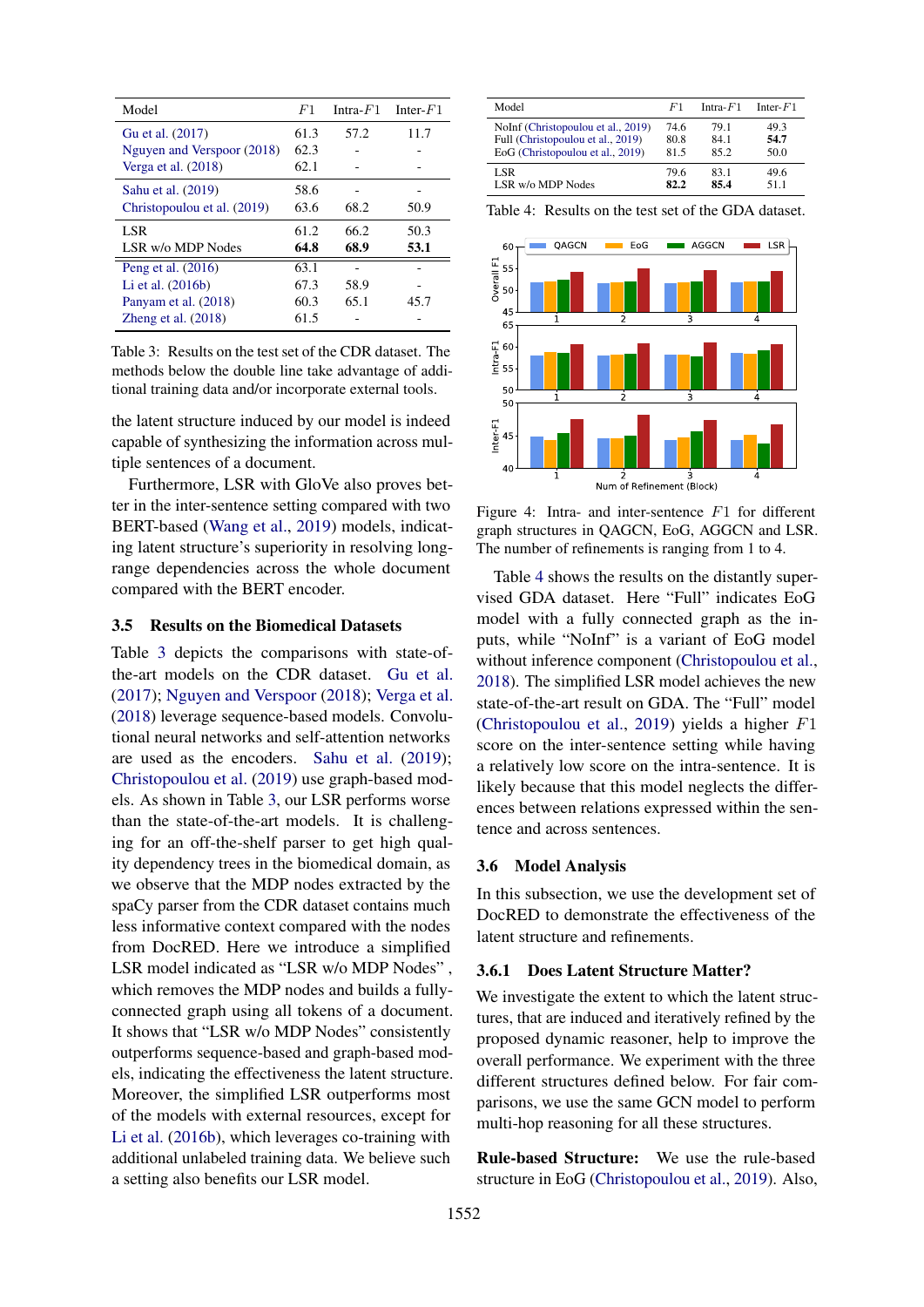| Model | $F1$ | Intra-$F1$ | Inter-$F1$ |
|---|---|---|---|
| Gu et al. (2017) | 61.3 | 57.2 | 11.7 |
| Nguyen and Verspoor (2018) | 62.3 | - | - |
| Verga et al. (2018) | 62.1 | - | - |
| Sahu et al. (2019) | 58.6 | - | - |
| Christopoulou et al. (2019) | 63.6 | 68.2 | 50.9 |
| LSR | 61.2 | 66.2 | 50.3 |
| LSR w/o MDP Nodes | **64.8** | **68.9** | **53.1** |
| Peng et al. (2016) | 63.1 | - | - |
| Li et al. (2016b) | 67.3 | 58.9 | - |
| Panyam et al. (2018) | 60.3 | 65.1 | 45.7 |
| Zheng et al. (2018) | 61.5 | - | - |

Table 3: Results on the test set of the CDR dataset. The methods below the double line take advantage of additional training data and/or incorporate external tools.

the latent structure induced by our model is indeed capable of synthesizing the information across multiple sentences of a document.

Furthermore, LSR with GloVe also proves better in the inter-sentence setting compared with two BERT-based (Wang et al., 2019) models, indicating latent structure's superiority in resolving long-range dependencies across the whole document compared with the BERT encoder.

### 3.5 Results on the Biomedical Datasets

Table 3 depicts the comparisons with state-of-the-art models on the CDR dataset. Gu et al. (2017); Nguyen and Verspoor (2018); Verga et al. (2018) leverage sequence-based models. Convolutional neural networks and self-attention networks are used as the encoders. Sahu et al. (2019); Christopoulou et al. (2019) use graph-based models. As shown in Table 3, our LSR performs worse than the state-of-the-art models. It is challenging for an off-the-shelf parser to get high quality dependency trees in the biomedical domain, as we observe that the MDP nodes extracted by the spaCy parser from the CDR dataset contains much less informative context compared with the nodes from DocRED. Here we introduce a simplified LSR model indicated as "LSR w/o MDP Nodes" , which removes the MDP nodes and builds a fully-connected graph using all tokens of a document. It shows that "LSR w/o MDP Nodes" consistently outperforms sequence-based and graph-based models, indicating the effectiveness the latent structure. Moreover, the simplified LSR outperforms most of the models with external resources, except for Li et al. (2016b), which leverages co-training with additional unlabeled training data. We believe such a setting also benefits our LSR model.

| Model | $F1$ | Intra-$F1$ | Inter-$F1$ |
|---|---|---|---|
| NoInf (Christopoulou et al., 2019) | 74.6 | 79.1 | 49.3 |
| Full (Christopoulou et al., 2019) | 80.8 | 84.1 | **54.7** |
| EoG (Christopoulou et al., 2019) | 81.5 | 85.2 | 50.0 |
| LSR | 79.6 | 83.1 | 49.6 |
| LSR w/o MDP Nodes | **82.2** | **85.4** | 51.1 |

Table 4: Results on the test set of the GDA dataset.

Figure 4: Intra- and inter-sentence $F1$ for different graph structures in QAGCN, EoG, AGGCN and LSR. The number of refinements is ranging from 1 to 4.

Table 4 shows the results on the distantly supervised GDA dataset. Here "Full" indicates EoG model with a fully connected graph as the inputs, while "NoInf" is a variant of EoG model without inference component (Christopoulou et al., 2018). The simplified LSR model achieves the new state-of-the-art result on GDA. The "Full" model (Christopoulou et al., 2019) yields a higher $F1$ score on the inter-sentence setting while having a relatively low score on the intra-sentence. It is likely because that this model neglects the differences between relations expressed within the sentence and across sentences.

### 3.6 Model Analysis

In this subsection, we use the development set of DocRED to demonstrate the effectiveness of the latent structure and refinements.

#### 3.6.1 Does Latent Structure Matter?

We investigate the extent to which the latent structures, that are induced and iteratively refined by the proposed dynamic reasoner, help to improve the overall performance. We experiment with the three different structures defined below. For fair comparisons, we use the same GCN model to perform multi-hop reasoning for all these structures.

**Rule-based Structure:** We use the rule-based structure in EoG (Christopoulou et al., 2019). Also,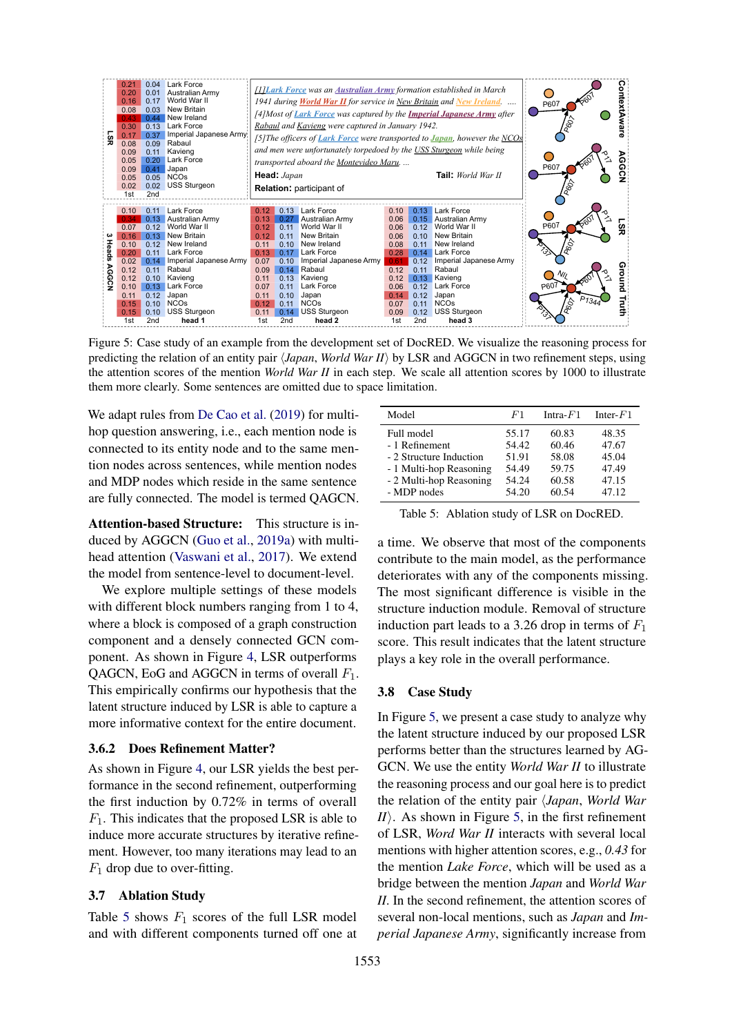Figure 5: Case study of an example from the development set of DocRED. We visualize the reasoning process for predicting the relation of an entity pair ⟨*Japan*, *World War II*⟩ by LSR and AGGCN in two refinement steps, using the attention scores of the mention *World War II* in each step. We scale all attention scores by 1000 to illustrate them more clearly. Some sentences are omitted due to space limitation.

We adapt rules from De Cao et al. (2019) for multi-hop question answering, i.e., each mention node is connected to its entity node and to the same mention nodes across sentences, while mention nodes and MDP nodes which reside in the same sentence are fully connected. The model is termed QAGCN.

**Attention-based Structure:** This structure is induced by AGGCN (Guo et al., 2019a) with multi-head attention (Vaswani et al., 2017). We extend the model from sentence-level to document-level.

We explore multiple settings of these models with different block numbers ranging from 1 to 4, where a block is composed of a graph construction component and a densely connected GCN component. As shown in Figure 4, LSR outperforms QAGCN, EoG and AGGCN in terms of overall $F_1$. This empirically confirms our hypothesis that the latent structure induced by LSR is able to capture a more informative context for the entire document.

### 3.6.2 Does Refinement Matter?

As shown in Figure 4, our LSR yields the best performance in the second refinement, outperforming the first induction by 0.72% in terms of overall $F_1$. This indicates that the proposed LSR is able to induce more accurate structures by iterative refinement. However, too many iterations may lead to an $F_1$ drop due to over-fitting.

## 3.7 Ablation Study

Table 5 shows $F_1$ scores of the full LSR model and with different components turned off one at a time. We observe that most of the components contribute to the main model, as the performance deteriorates with any of the components missing. The most significant difference is visible in the structure induction module. Removal of structure induction part leads to a 3.26 drop in terms of $F_1$ score. This result indicates that the latent structure plays a key role in the overall performance.

| Model | $F1$ | Intra-$F1$ | Inter-$F1$ |
|---|---|---|---|
| Full model | 55.17 | 60.83 | 48.35 |
| - 1 Refinement | 54.42 | 60.46 | 47.67 |
| - 2 Structure Induction | 51.91 | 58.08 | 45.04 |
| - 1 Multi-hop Reasoning | 54.49 | 59.75 | 47.49 |
| - 2 Multi-hop Reasoning | 54.24 | 60.58 | 47.15 |
| - MDP nodes | 54.20 | 60.54 | 47.12 |

Table 5: Ablation study of LSR on DocRED.

## 3.8 Case Study

In Figure 5, we present a case study to analyze why the latent structure induced by our proposed LSR performs better than the structures learned by AGGCN. We use the entity *World War II* to illustrate the reasoning process and our goal here is to predict the relation of the entity pair ⟨*Japan*, *World War II*⟩. As shown in Figure 5, in the first refinement of LSR, *Word War II* interacts with several local mentions with higher attention scores, e.g., *0.43* for the mention *Lake Force*, which will be used as a bridge between the mention *Japan* and *World War II*. In the second refinement, the attention scores of several non-local mentions, such as *Japan* and *Imperial Japanese Army*, significantly increase from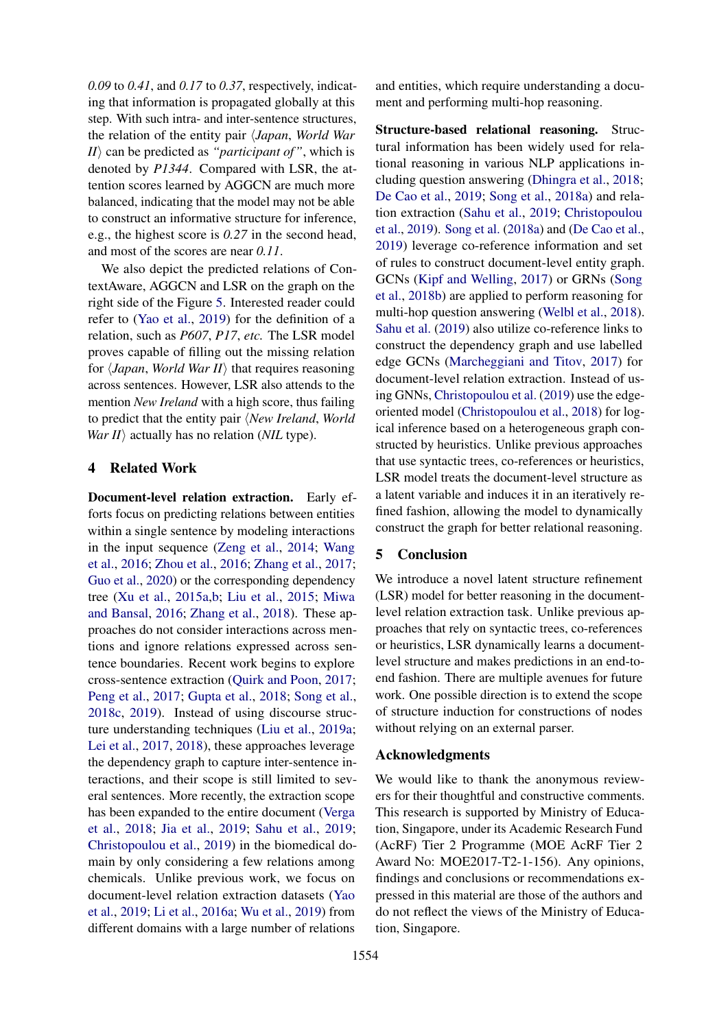*0.09* to *0.41*, and *0.17* to *0.37*, respectively, indicating that information is propagated globally at this step. With such intra- and inter-sentence structures, the relation of the entity pair ⟨*Japan*, *World War II*⟩ can be predicted as *"participant of"*, which is denoted by *P1344*. Compared with LSR, the attention scores learned by AGGCN are much more balanced, indicating that the model may not be able to construct an informative structure for inference, e.g., the highest score is *0.27* in the second head, and most of the scores are near *0.11*.

We also depict the predicted relations of ContextAware, AGGCN and LSR on the graph on the right side of the Figure 5. Interested reader could refer to (Yao et al., 2019) for the definition of a relation, such as *P607*, *P17*, *etc.* The LSR model proves capable of filling out the missing relation for ⟨*Japan*, *World War II*⟩ that requires reasoning across sentences. However, LSR also attends to the mention *New Ireland* with a high score, thus failing to predict that the entity pair ⟨*New Ireland*, *World War II*⟩ actually has no relation (*NIL* type).

## 4 Related Work

**Document-level relation extraction.** Early efforts focus on predicting relations between entities within a single sentence by modeling interactions in the input sequence (Zeng et al., 2014; Wang et al., 2016; Zhou et al., 2016; Zhang et al., 2017; Guo et al., 2020) or the corresponding dependency tree (Xu et al., 2015a,b; Liu et al., 2015; Miwa and Bansal, 2016; Zhang et al., 2018). These approaches do not consider interactions across mentions and ignore relations expressed across sentence boundaries. Recent work begins to explore cross-sentence extraction (Quirk and Poon, 2017; Peng et al., 2017; Gupta et al., 2018; Song et al., 2018c, 2019). Instead of using discourse structure understanding techniques (Liu et al., 2019a; Lei et al., 2017, 2018), these approaches leverage the dependency graph to capture inter-sentence interactions, and their scope is still limited to several sentences. More recently, the extraction scope has been expanded to the entire document (Verga et al., 2018; Jia et al., 2019; Sahu et al., 2019; Christopoulou et al., 2019) in the biomedical domain by only considering a few relations among chemicals. Unlike previous work, we focus on document-level relation extraction datasets (Yao et al., 2019; Li et al., 2016a; Wu et al., 2019) from different domains with a large number of relations and entities, which require understanding a document and performing multi-hop reasoning.

**Structure-based relational reasoning.** Structural information has been widely used for relational reasoning in various NLP applications including question answering (Dhingra et al., 2018; De Cao et al., 2019; Song et al., 2018a) and relation extraction (Sahu et al., 2019; Christopoulou et al., 2019). Song et al. (2018a) and (De Cao et al., 2019) leverage co-reference information and set of rules to construct document-level entity graph. GCNs (Kipf and Welling, 2017) or GRNs (Song et al., 2018b) are applied to perform reasoning for multi-hop question answering (Welbl et al., 2018). Sahu et al. (2019) also utilize co-reference links to construct the dependency graph and use labelled edge GCNs (Marcheggiani and Titov, 2017) for document-level relation extraction. Instead of using GNNs, Christopoulou et al. (2019) use the edge-oriented model (Christopoulou et al., 2018) for logical inference based on a heterogeneous graph constructed by heuristics. Unlike previous approaches that use syntactic trees, co-references or heuristics, LSR model treats the document-level structure as a latent variable and induces it in an iteratively refined fashion, allowing the model to dynamically construct the graph for better relational reasoning.

## 5 Conclusion

We introduce a novel latent structure refinement (LSR) model for better reasoning in the document-level relation extraction task. Unlike previous approaches that rely on syntactic trees, co-references or heuristics, LSR dynamically learns a document-level structure and makes predictions in an end-to-end fashion. There are multiple avenues for future work. One possible direction is to extend the scope of structure induction for constructions of nodes without relying on an external parser.

## Acknowledgments

We would like to thank the anonymous reviewers for their thoughtful and constructive comments. This research is supported by Ministry of Education, Singapore, under its Academic Research Fund (AcRF) Tier 2 Programme (MOE AcRF Tier 2 Award No: MOE2017-T2-1-156). Any opinions, findings and conclusions or recommendations expressed in this material are those of the authors and do not reflect the views of the Ministry of Education, Singapore.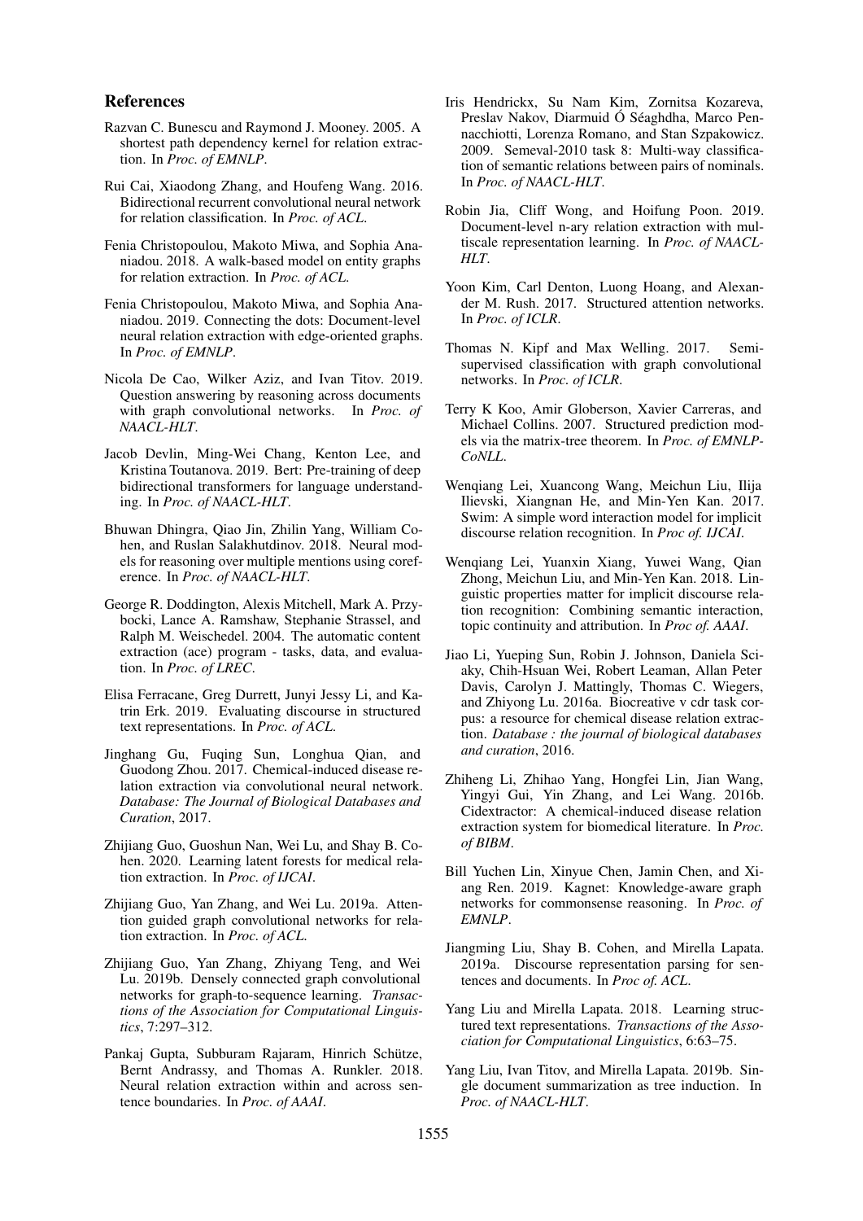## References

Razvan C. Bunescu and Raymond J. Mooney. 2005. A shortest path dependency kernel for relation extraction. In *Proc. of EMNLP*.

Rui Cai, Xiaodong Zhang, and Houfeng Wang. 2016. Bidirectional recurrent convolutional neural network for relation classification. In *Proc. of ACL*.

Fenia Christopoulou, Makoto Miwa, and Sophia Ananiadou. 2018. A walk-based model on entity graphs for relation extraction. In *Proc. of ACL*.

Fenia Christopoulou, Makoto Miwa, and Sophia Ananiadou. 2019. Connecting the dots: Document-level neural relation extraction with edge-oriented graphs. In *Proc. of EMNLP*.

Nicola De Cao, Wilker Aziz, and Ivan Titov. 2019. Question answering by reasoning across documents with graph convolutional networks. In *Proc. of NAACL-HLT*.

Jacob Devlin, Ming-Wei Chang, Kenton Lee, and Kristina Toutanova. 2019. Bert: Pre-training of deep bidirectional transformers for language understanding. In *Proc. of NAACL-HLT*.

Bhuwan Dhingra, Qiao Jin, Zhilin Yang, William Cohen, and Ruslan Salakhutdinov. 2018. Neural models for reasoning over multiple mentions using coreference. In *Proc. of NAACL-HLT*.

George R. Doddington, Alexis Mitchell, Mark A. Przybocki, Lance A. Ramshaw, Stephanie Strassel, and Ralph M. Weischedel. 2004. The automatic content extraction (ace) program - tasks, data, and evaluation. In *Proc. of LREC*.

Elisa Ferracane, Greg Durrett, Junyi Jessy Li, and Katrin Erk. 2019. Evaluating discourse in structured text representations. In *Proc. of ACL*.

Jinghang Gu, Fuqing Sun, Longhua Qian, and Guodong Zhou. 2017. Chemical-induced disease relation extraction via convolutional neural network. *Database: The Journal of Biological Databases and Curation*, 2017.

Zhijiang Guo, Guoshun Nan, Wei Lu, and Shay B. Cohen. 2020. Learning latent forests for medical relation extraction. In *Proc. of IJCAI*.

Zhijiang Guo, Yan Zhang, and Wei Lu. 2019a. Attention guided graph convolutional networks for relation extraction. In *Proc. of ACL*.

Zhijiang Guo, Yan Zhang, Zhiyang Teng, and Wei Lu. 2019b. Densely connected graph convolutional networks for graph-to-sequence learning. *Transactions of the Association for Computational Linguistics*, 7:297–312.

Pankaj Gupta, Subburam Rajaram, Hinrich Schütze, Bernt Andrassy, and Thomas A. Runkler. 2018. Neural relation extraction within and across sentence boundaries. In *Proc. of AAAI*.

Iris Hendrickx, Su Nam Kim, Zornitsa Kozareva, Preslav Nakov, Diarmuid Ó Séaghdha, Marco Pennacchiotti, Lorenza Romano, and Stan Szpakowicz. 2009. Semeval-2010 task 8: Multi-way classification of semantic relations between pairs of nominals. In *Proc. of NAACL-HLT*.

Robin Jia, Cliff Wong, and Hoifung Poon. 2019. Document-level n-ary relation extraction with multiscale representation learning. In *Proc. of NAACL-HLT*.

Yoon Kim, Carl Denton, Luong Hoang, and Alexander M. Rush. 2017. Structured attention networks. In *Proc. of ICLR*.

Thomas N. Kipf and Max Welling. 2017. Semi-supervised classification with graph convolutional networks. In *Proc. of ICLR*.

Terry K Koo, Amir Globerson, Xavier Carreras, and Michael Collins. 2007. Structured prediction models via the matrix-tree theorem. In *Proc. of EMNLP-CoNLL*.

Wenqiang Lei, Xuancong Wang, Meichun Liu, Ilija Ilievski, Xiangnan He, and Min-Yen Kan. 2017. Swim: A simple word interaction model for implicit discourse relation recognition. In *Proc of. IJCAI*.

Wenqiang Lei, Yuanxin Xiang, Yuwei Wang, Qian Zhong, Meichun Liu, and Min-Yen Kan. 2018. Linguistic properties matter for implicit discourse relation recognition: Combining semantic interaction, topic continuity and attribution. In *Proc of. AAAI*.

Jiao Li, Yueping Sun, Robin J. Johnson, Daniela Sciaky, Chih-Hsuan Wei, Robert Leaman, Allan Peter Davis, Carolyn J. Mattingly, Thomas C. Wiegers, and Zhiyong Lu. 2016a. Biocreative v cdr task corpus: a resource for chemical disease relation extraction. *Database : the journal of biological databases and curation*, 2016.

Zhiheng Li, Zhihao Yang, Hongfei Lin, Jian Wang, Yingyi Gui, Yin Zhang, and Lei Wang. 2016b. Cidextractor: A chemical-induced disease relation extraction system for biomedical literature. In *Proc. of BIBM*.

Bill Yuchen Lin, Xinyue Chen, Jamin Chen, and Xiang Ren. 2019. Kagnet: Knowledge-aware graph networks for commonsense reasoning. In *Proc. of EMNLP*.

Jiangming Liu, Shay B. Cohen, and Mirella Lapata. 2019a. Discourse representation parsing for sentences and documents. In *Proc of. ACL*.

Yang Liu and Mirella Lapata. 2018. Learning structured text representations. *Transactions of the Association for Computational Linguistics*, 6:63–75.

Yang Liu, Ivan Titov, and Mirella Lapata. 2019b. Single document summarization as tree induction. In *Proc. of NAACL-HLT*.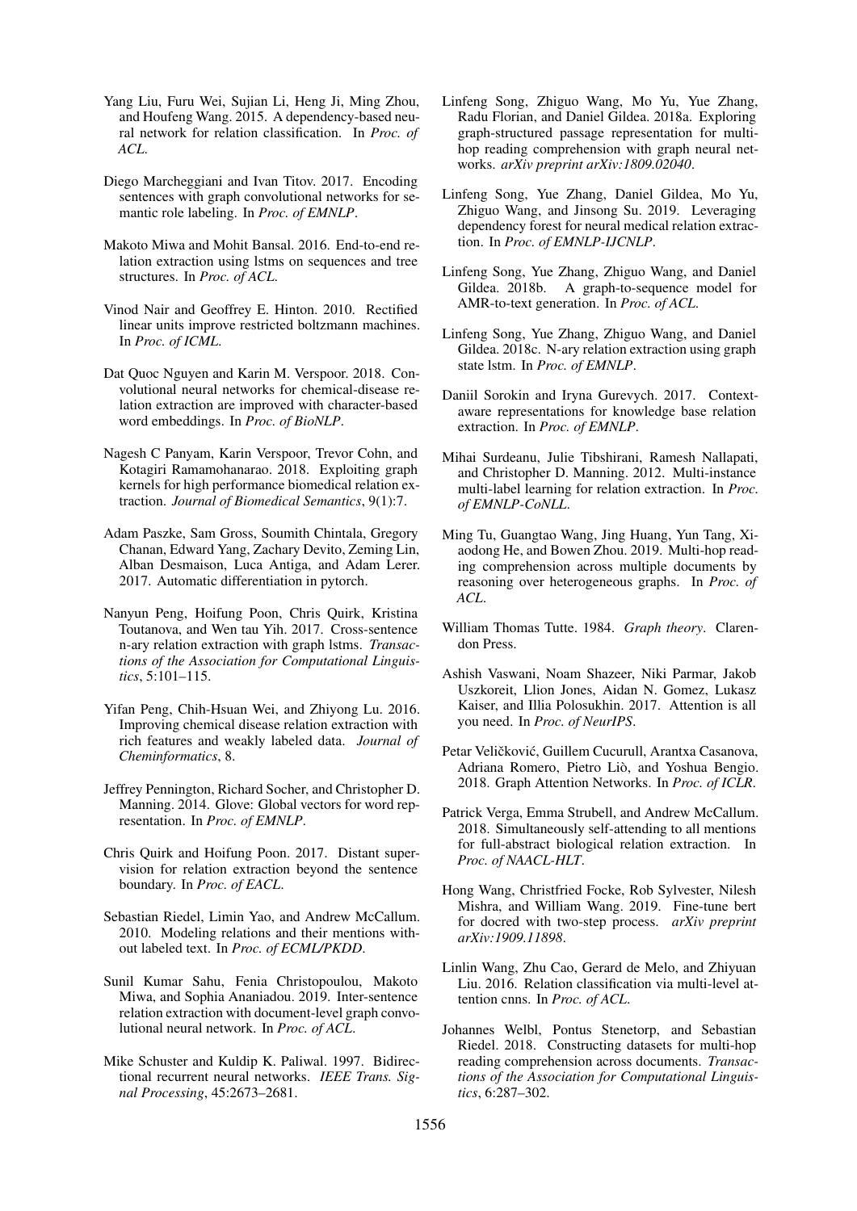Yang Liu, Furu Wei, Sujian Li, Heng Ji, Ming Zhou, and Houfeng Wang. 2015. A dependency-based neural network for relation classification. In *Proc. of ACL*.

Diego Marcheggiani and Ivan Titov. 2017. Encoding sentences with graph convolutional networks for semantic role labeling. In *Proc. of EMNLP*.

Makoto Miwa and Mohit Bansal. 2016. End-to-end relation extraction using lstms on sequences and tree structures. In *Proc. of ACL*.

Vinod Nair and Geoffrey E. Hinton. 2010. Rectified linear units improve restricted boltzmann machines. In *Proc. of ICML*.

Dat Quoc Nguyen and Karin M. Verspoor. 2018. Convolutional neural networks for chemical-disease relation extraction are improved with character-based word embeddings. In *Proc. of BioNLP*.

Nagesh C Panyam, Karin Verspoor, Trevor Cohn, and Kotagiri Ramamohanarao. 2018. Exploiting graph kernels for high performance biomedical relation extraction. *Journal of Biomedical Semantics*, 9(1):7.

Adam Paszke, Sam Gross, Soumith Chintala, Gregory Chanan, Edward Yang, Zachary Devito, Zeming Lin, Alban Desmaison, Luca Antiga, and Adam Lerer. 2017. Automatic differentiation in pytorch.

Nanyun Peng, Hoifung Poon, Chris Quirk, Kristina Toutanova, and Wen tau Yih. 2017. Cross-sentence n-ary relation extraction with graph lstms. *Transactions of the Association for Computational Linguistics*, 5:101–115.

Yifan Peng, Chih-Hsuan Wei, and Zhiyong Lu. 2016. Improving chemical disease relation extraction with rich features and weakly labeled data. *Journal of Cheminformatics*, 8.

Jeffrey Pennington, Richard Socher, and Christopher D. Manning. 2014. Glove: Global vectors for word representation. In *Proc. of EMNLP*.

Chris Quirk and Hoifung Poon. 2017. Distant supervision for relation extraction beyond the sentence boundary. In *Proc. of EACL*.

Sebastian Riedel, Limin Yao, and Andrew McCallum. 2010. Modeling relations and their mentions without labeled text. In *Proc. of ECML/PKDD*.

Sunil Kumar Sahu, Fenia Christopoulou, Makoto Miwa, and Sophia Ananiadou. 2019. Inter-sentence relation extraction with document-level graph convolutional neural network. In *Proc. of ACL*.

Mike Schuster and Kuldip K. Paliwal. 1997. Bidirectional recurrent neural networks. *IEEE Trans. Signal Processing*, 45:2673–2681.

Linfeng Song, Zhiguo Wang, Mo Yu, Yue Zhang, Radu Florian, and Daniel Gildea. 2018a. Exploring graph-structured passage representation for multi-hop reading comprehension with graph neural networks. *arXiv preprint arXiv:1809.02040*.

Linfeng Song, Yue Zhang, Daniel Gildea, Mo Yu, Zhiguo Wang, and Jinsong Su. 2019. Leveraging dependency forest for neural medical relation extraction. In *Proc. of EMNLP-IJCNLP*.

Linfeng Song, Yue Zhang, Zhiguo Wang, and Daniel Gildea. 2018b. A graph-to-sequence model for AMR-to-text generation. In *Proc. of ACL*.

Linfeng Song, Yue Zhang, Zhiguo Wang, and Daniel Gildea. 2018c. N-ary relation extraction using graph state lstm. In *Proc. of EMNLP*.

Daniil Sorokin and Iryna Gurevych. 2017. Context-aware representations for knowledge base relation extraction. In *Proc. of EMNLP*.

Mihai Surdeanu, Julie Tibshirani, Ramesh Nallapati, and Christopher D. Manning. 2012. Multi-instance multi-label learning for relation extraction. In *Proc. of EMNLP-CoNLL*.

Ming Tu, Guangtao Wang, Jing Huang, Yun Tang, Xiaodong He, and Bowen Zhou. 2019. Multi-hop reading comprehension across multiple documents by reasoning over heterogeneous graphs. In *Proc. of ACL*.

William Thomas Tutte. 1984. *Graph theory*. Clarendon Press.

Ashish Vaswani, Noam Shazeer, Niki Parmar, Jakob Uszkoreit, Llion Jones, Aidan N. Gomez, Lukasz Kaiser, and Illia Polosukhin. 2017. Attention is all you need. In *Proc. of NeurIPS*.

Petar Veličković, Guillem Cucurull, Arantxa Casanova, Adriana Romero, Pietro Liò, and Yoshua Bengio. 2018. Graph Attention Networks. In *Proc. of ICLR*.

Patrick Verga, Emma Strubell, and Andrew McCallum. 2018. Simultaneously self-attending to all mentions for full-abstract biological relation extraction. In *Proc. of NAACL-HLT*.

Hong Wang, Christfried Focke, Rob Sylvester, Nilesh Mishra, and William Wang. 2019. Fine-tune bert for docred with two-step process. *arXiv preprint arXiv:1909.11898*.

Linlin Wang, Zhu Cao, Gerard de Melo, and Zhiyuan Liu. 2016. Relation classification via multi-level attention cnns. In *Proc. of ACL*.

Johannes Welbl, Pontus Stenetorp, and Sebastian Riedel. 2018. Constructing datasets for multi-hop reading comprehension across documents. *Transactions of the Association for Computational Linguistics*, 6:287–302.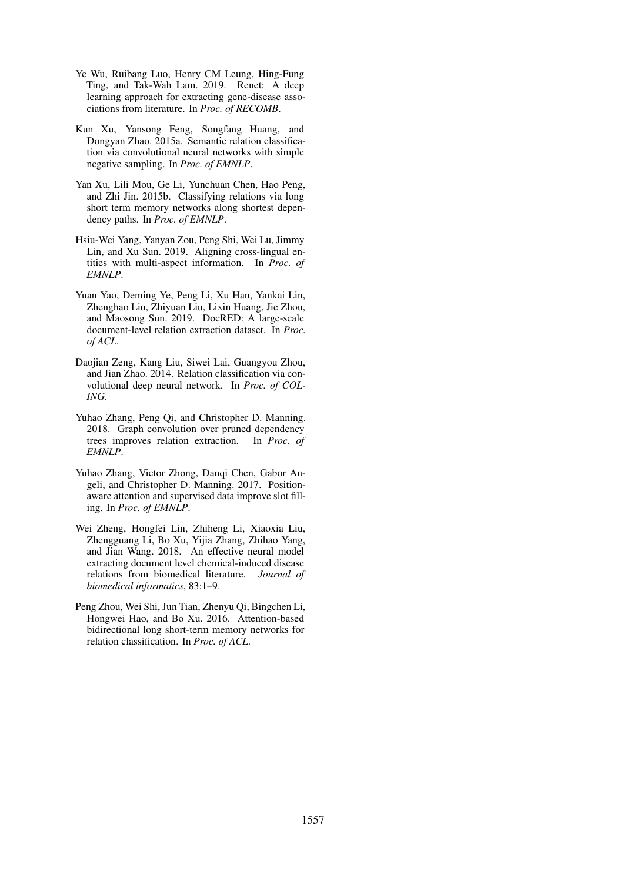Ye Wu, Ruibang Luo, Henry CM Leung, Hing-Fung Ting, and Tak-Wah Lam. 2019. Renet: A deep learning approach for extracting gene-disease associations from literature. In *Proc. of RECOMB*.

Kun Xu, Yansong Feng, Songfang Huang, and Dongyan Zhao. 2015a. Semantic relation classification via convolutional neural networks with simple negative sampling. In *Proc. of EMNLP*.

Yan Xu, Lili Mou, Ge Li, Yunchuan Chen, Hao Peng, and Zhi Jin. 2015b. Classifying relations via long short term memory networks along shortest dependency paths. In *Proc. of EMNLP*.

Hsiu-Wei Yang, Yanyan Zou, Peng Shi, Wei Lu, Jimmy Lin, and Xu Sun. 2019. Aligning cross-lingual entities with multi-aspect information. In *Proc. of EMNLP*.

Yuan Yao, Deming Ye, Peng Li, Xu Han, Yankai Lin, Zhenghao Liu, Zhiyuan Liu, Lixin Huang, Jie Zhou, and Maosong Sun. 2019. DocRED: A large-scale document-level relation extraction dataset. In *Proc. of ACL*.

Daojian Zeng, Kang Liu, Siwei Lai, Guangyou Zhou, and Jian Zhao. 2014. Relation classification via convolutional deep neural network. In *Proc. of COLING*.

Yuhao Zhang, Peng Qi, and Christopher D. Manning. 2018. Graph convolution over pruned dependency trees improves relation extraction. In *Proc. of EMNLP*.

Yuhao Zhang, Victor Zhong, Danqi Chen, Gabor Angeli, and Christopher D. Manning. 2017. Position-aware attention and supervised data improve slot filling. In *Proc. of EMNLP*.

Wei Zheng, Hongfei Lin, Zhiheng Li, Xiaoxia Liu, Zhengguang Li, Bo Xu, Yijia Zhang, Zhihao Yang, and Jian Wang. 2018. An effective neural model extracting document level chemical-induced disease relations from biomedical literature. *Journal of biomedical informatics*, 83:1–9.

Peng Zhou, Wei Shi, Jun Tian, Zhenyu Qi, Bingchen Li, Hongwei Hao, and Bo Xu. 2016. Attention-based bidirectional long short-term memory networks for relation classification. In *Proc. of ACL*.